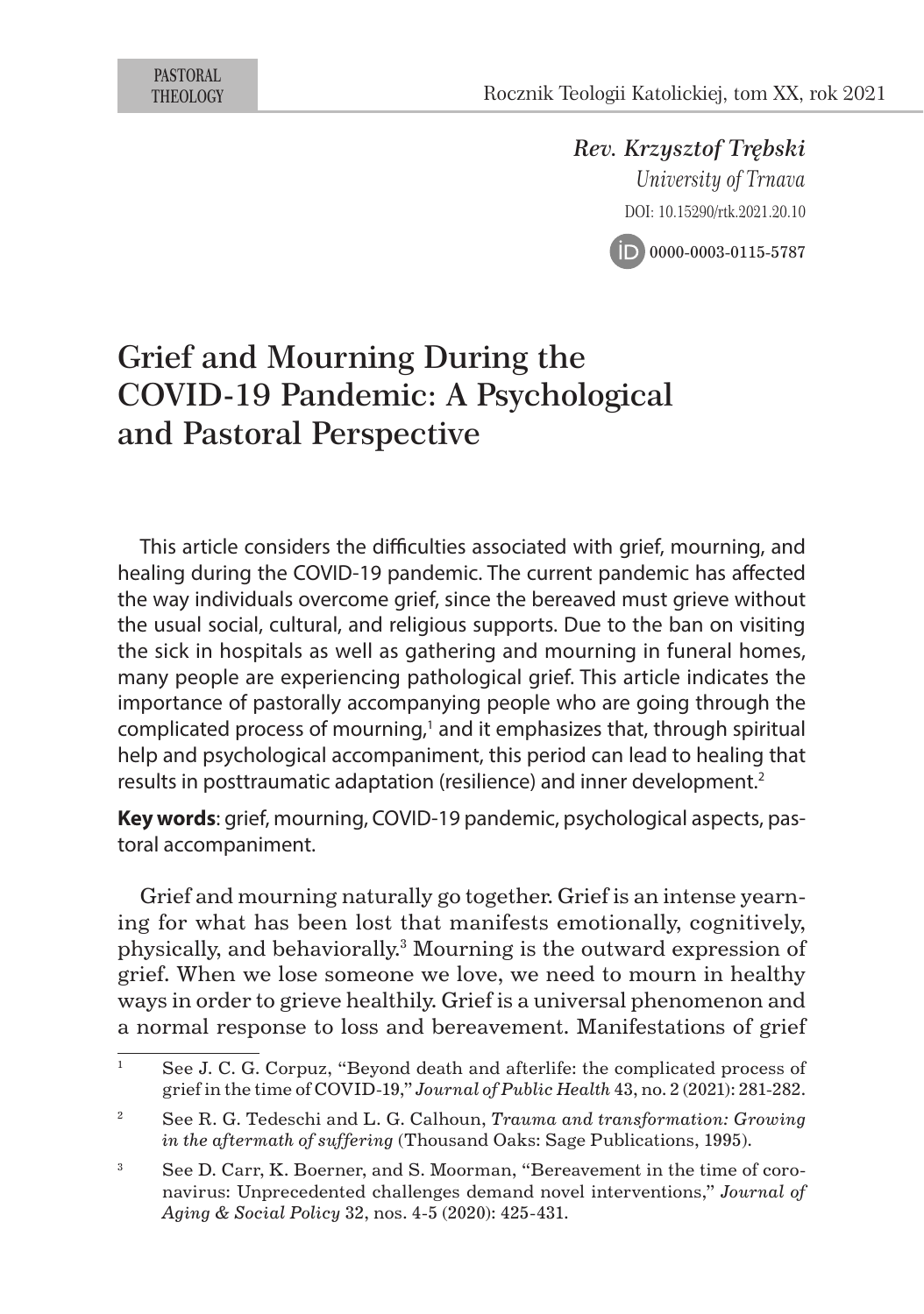Rev. Krzysztof Trębski
*University of Trnava*
DOI: 10.15290/rtk.2021.20.10
0000-0003-0115-5787

# Grief and Mourning During the COVID-19 Pandemic: A Psychological and Pastoral Perspective

This article considers the difficulties associated with grief, mourning, and healing during the COVID-19 pandemic. The current pandemic has affected the way individuals overcome grief, since the bereaved must grieve without the usual social, cultural, and religious supports. Due to the ban on visiting the sick in hospitals as well as gathering and mourning in funeral homes, many people are experiencing pathological grief. This article indicates the importance of pastorally accompanying people who are going through the complicated process of mourning,[1] and it emphasizes that, through spiritual help and psychological accompaniment, this period can lead to healing that results in posttraumatic adaptation (resilience) and inner development.[2]

**Key words**: grief, mourning, COVID-19 pandemic, psychological aspects, pastoral accompaniment.

Grief and mourning naturally go together. Grief is an intense yearning for what has been lost that manifests emotionally, cognitively, physically, and behaviorally.[3] Mourning is the outward expression of grief. When we lose someone we love, we need to mourn in healthy ways in order to grieve healthily. Grief is a universal phenomenon and a normal response to loss and bereavement. Manifestations of grief

---

[1] See J. C. G. Corpuz, "Beyond death and afterlife: the complicated process of grief in the time of COVID-19," *Journal of Public Health* 43, no. 2 (2021): 281-282.

[2] See R. G. Tedeschi and L. G. Calhoun, *Trauma and transformation: Growing in the aftermath of suffering* (Thousand Oaks: Sage Publications, 1995).

[3] See D. Carr, K. Boerner, and S. Moorman, "Bereavement in the time of coronavirus: Unprecedented challenges demand novel interventions," *Journal of Aging & Social Policy* 32, nos. 4-5 (2020): 425-431.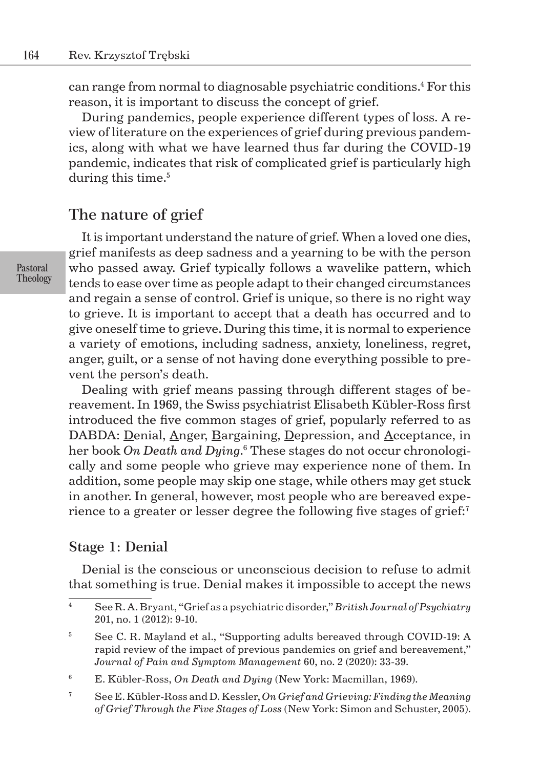can range from normal to diagnosable psychiatric conditions.[4] For this reason, it is important to discuss the concept of grief.

During pandemics, people experience different types of loss. A review of literature on the experiences of grief during previous pandemics, along with what we have learned thus far during the COVID-19 pandemic, indicates that risk of complicated grief is particularly high during this time.[5]

## The nature of grief

It is important understand the nature of grief. When a loved one dies, grief manifests as deep sadness and a yearning to be with the person who passed away. Grief typically follows a wavelike pattern, which tends to ease over time as people adapt to their changed circumstances and regain a sense of control. Grief is unique, so there is no right way to grieve. It is important to accept that a death has occurred and to give oneself time to grieve. During this time, it is normal to experience a variety of emotions, including sadness, anxiety, loneliness, regret, anger, guilt, or a sense of not having done everything possible to prevent the person's death.

Dealing with grief means passing through different stages of bereavement. In 1969, the Swiss psychiatrist Elisabeth Kübler-Ross first introduced the five common stages of grief, popularly referred to as DABDA: <u>D</u>enial, <u>A</u>nger, <u>B</u>argaining, <u>D</u>epression, and <u>A</u>cceptance, in her book *On Death and Dying*.[6] These stages do not occur chronologically and some people who grieve may experience none of them. In addition, some people may skip one stage, while others may get stuck in another. In general, however, most people who are bereaved experience to a greater or lesser degree the following five stages of grief:[7]

### Stage 1: Denial

Denial is the conscious or unconscious decision to refuse to admit that something is true. Denial makes it impossible to accept the news

---

[4] See R. A. Bryant, "Grief as a psychiatric disorder," *British Journal of Psychiatry* 201, no. 1 (2012): 9-10.

[5] See C. R. Mayland et al., "Supporting adults bereaved through COVID-19: A rapid review of the impact of previous pandemics on grief and bereavement," *Journal of Pain and Symptom Management* 60, no. 2 (2020): 33-39.

[6] E. Kübler-Ross, *On Death and Dying* (New York: Macmillan, 1969).

[7] See E. Kübler-Ross and D. Kessler, *On Grief and Grieving: Finding the Meaning of Grief Through the Five Stages of Loss* (New York: Simon and Schuster, 2005).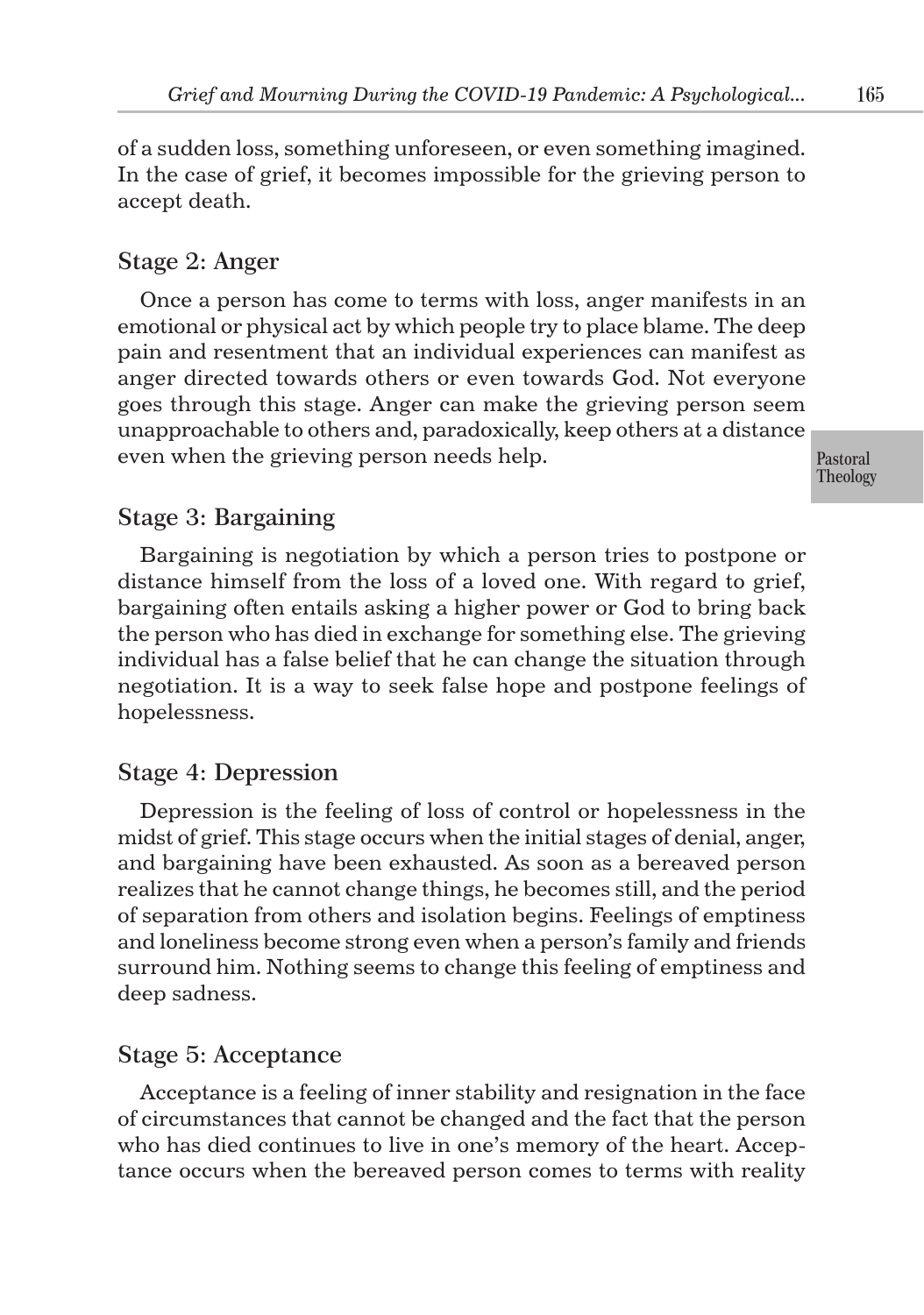of a sudden loss, something unforeseen, or even something imagined. In the case of grief, it becomes impossible for the grieving person to accept death.

### Stage 2: Anger

Once a person has come to terms with loss, anger manifests in an emotional or physical act by which people try to place blame. The deep pain and resentment that an individual experiences can manifest as anger directed towards others or even towards God. Not everyone goes through this stage. Anger can make the grieving person seem unapproachable to others and, paradoxically, keep others at a distance even when the grieving person needs help.

### Stage 3: Bargaining

Bargaining is negotiation by which a person tries to postpone or distance himself from the loss of a loved one. With regard to grief, bargaining often entails asking a higher power or God to bring back the person who has died in exchange for something else. The grieving individual has a false belief that he can change the situation through negotiation. It is a way to seek false hope and postpone feelings of hopelessness.

### Stage 4: Depression

Depression is the feeling of loss of control or hopelessness in the midst of grief. This stage occurs when the initial stages of denial, anger, and bargaining have been exhausted. As soon as a bereaved person realizes that he cannot change things, he becomes still, and the period of separation from others and isolation begins. Feelings of emptiness and loneliness become strong even when a person's family and friends surround him. Nothing seems to change this feeling of emptiness and deep sadness.

### Stage 5: Acceptance

Acceptance is a feeling of inner stability and resignation in the face of circumstances that cannot be changed and the fact that the person who has died continues to live in one's memory of the heart. Acceptance occurs when the bereaved person comes to terms with reality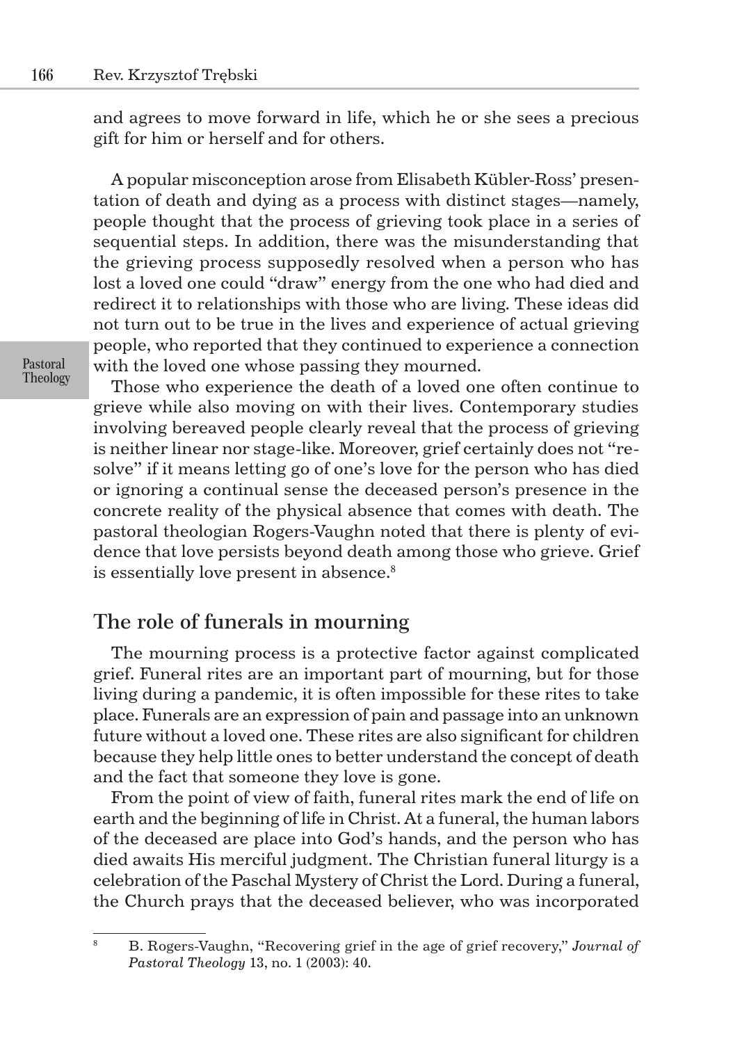and agrees to move forward in life, which he or she sees a precious gift for him or herself and for others.

A popular misconception arose from Elisabeth Kübler-Ross' presentation of death and dying as a process with distinct stages—namely, people thought that the process of grieving took place in a series of sequential steps. In addition, there was the misunderstanding that the grieving process supposedly resolved when a person who has lost a loved one could "draw" energy from the one who had died and redirect it to relationships with those who are living. These ideas did not turn out to be true in the lives and experience of actual grieving people, who reported that they continued to experience a connection with the loved one whose passing they mourned.

Those who experience the death of a loved one often continue to grieve while also moving on with their lives. Contemporary studies involving bereaved people clearly reveal that the process of grieving is neither linear nor stage-like. Moreover, grief certainly does not "resolve" if it means letting go of one's love for the person who has died or ignoring a continual sense the deceased person's presence in the concrete reality of the physical absence that comes with death. The pastoral theologian Rogers-Vaughn noted that there is plenty of evidence that love persists beyond death among those who grieve. Grief is essentially love present in absence.[8]

## The role of funerals in mourning

The mourning process is a protective factor against complicated grief. Funeral rites are an important part of mourning, but for those living during a pandemic, it is often impossible for these rites to take place. Funerals are an expression of pain and passage into an unknown future without a loved one. These rites are also significant for children because they help little ones to better understand the concept of death and the fact that someone they love is gone.

From the point of view of faith, funeral rites mark the end of life on earth and the beginning of life in Christ. At a funeral, the human labors of the deceased are place into God's hands, and the person who has died awaits His merciful judgment. The Christian funeral liturgy is a celebration of the Paschal Mystery of Christ the Lord. During a funeral, the Church prays that the deceased believer, who was incorporated

---

[8] B. Rogers-Vaughn, "Recovering grief in the age of grief recovery," *Journal of Pastoral Theology* 13, no. 1 (2003): 40.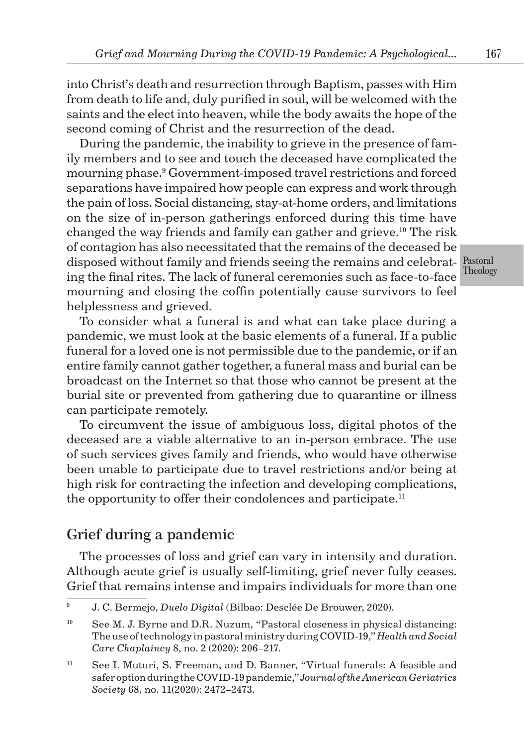into Christ's death and resurrection through Baptism, passes with Him from death to life and, duly purified in soul, will be welcomed with the saints and the elect into heaven, while the body awaits the hope of the second coming of Christ and the resurrection of the dead.

During the pandemic, the inability to grieve in the presence of family members and to see and touch the deceased have complicated the mourning phase.[9] Government-imposed travel restrictions and forced separations have impaired how people can express and work through the pain of loss. Social distancing, stay-at-home orders, and limitations on the size of in-person gatherings enforced during this time have changed the way friends and family can gather and grieve.[10] The risk of contagion has also necessitated that the remains of the deceased be disposed without family and friends seeing the remains and celebrating the final rites. The lack of funeral ceremonies such as face-to-face mourning and closing the coffin potentially cause survivors to feel helplessness and grieved.

To consider what a funeral is and what can take place during a pandemic, we must look at the basic elements of a funeral. If a public funeral for a loved one is not permissible due to the pandemic, or if an entire family cannot gather together, a funeral mass and burial can be broadcast on the Internet so that those who cannot be present at the burial site or prevented from gathering due to quarantine or illness can participate remotely.

To circumvent the issue of ambiguous loss, digital photos of the deceased are a viable alternative to an in-person embrace. The use of such services gives family and friends, who would have otherwise been unable to participate due to travel restrictions and/or being at high risk for contracting the infection and developing complications, the opportunity to offer their condolences and participate.[11]

## Grief during a pandemic

The processes of loss and grief can vary in intensity and duration. Although acute grief is usually self-limiting, grief never fully ceases. Grief that remains intense and impairs individuals for more than one

---

[9] J. C. Bermejo, *Duelo Digital* (Bilbao: Desclée De Brouwer, 2020).

[10] See M. J. Byrne and D.R. Nuzum, "Pastoral closeness in physical distancing: The use of technology in pastoral ministry during COVID-19," *Health and Social Care Chaplaincy* 8, no. 2 (2020): 206–217.

[11] See I. Muturi, S. Freeman, and D. Banner, "Virtual funerals: A feasible and safer option during the COVID-19 pandemic," *Journal of the American Geriatrics Society* 68, no. 11(2020): 2472–2473.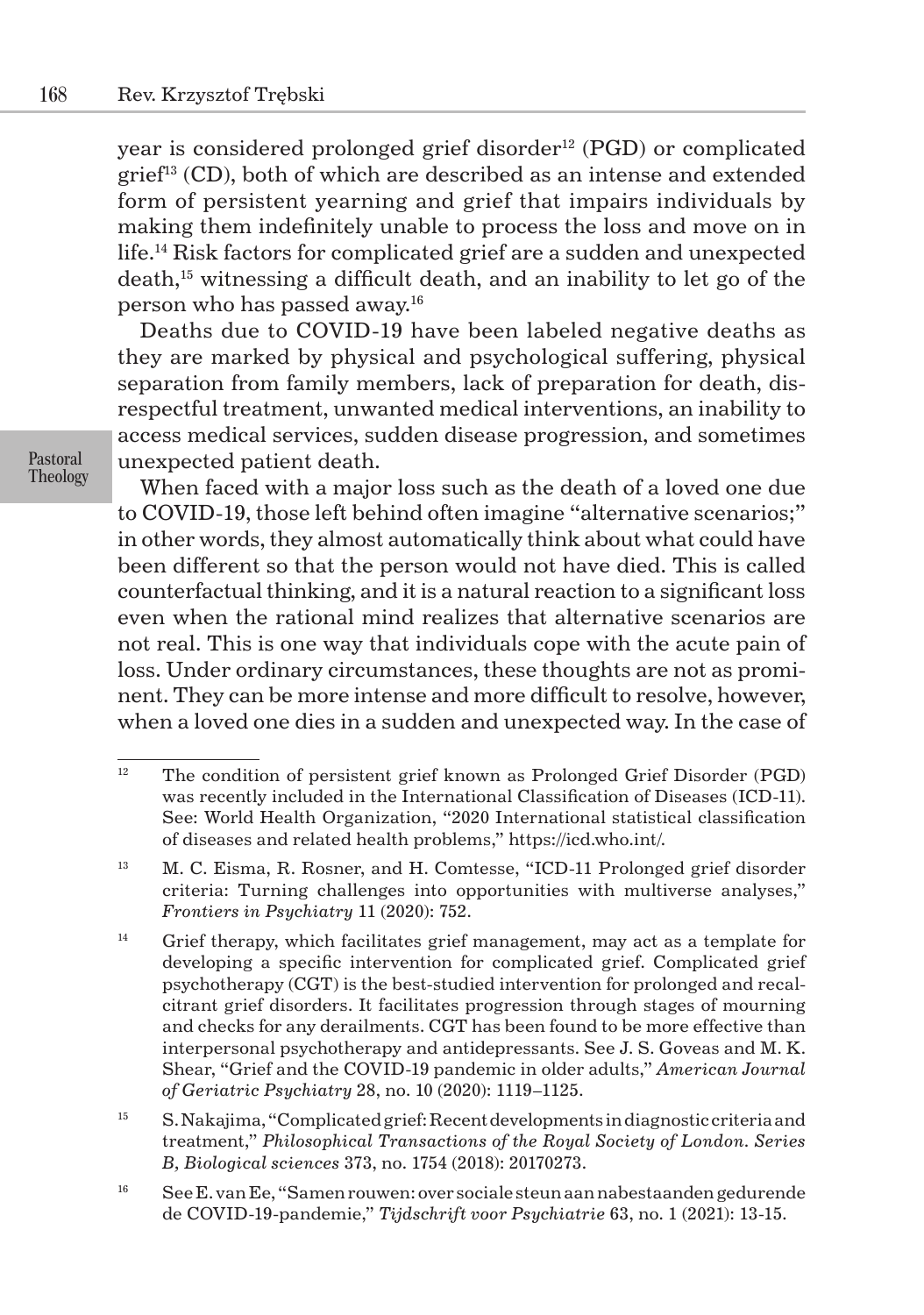year is considered prolonged grief disorder[12] (PGD) or complicated grief[13] (CD), both of which are described as an intense and extended form of persistent yearning and grief that impairs individuals by making them indefinitely unable to process the loss and move on in life.[14] Risk factors for complicated grief are a sudden and unexpected death,[15] witnessing a difficult death, and an inability to let go of the person who has passed away.[16]

Deaths due to COVID-19 have been labeled negative deaths as they are marked by physical and psychological suffering, physical separation from family members, lack of preparation for death, disrespectful treatment, unwanted medical interventions, an inability to access medical services, sudden disease progression, and sometimes unexpected patient death.

When faced with a major loss such as the death of a loved one due to COVID-19, those left behind often imagine "alternative scenarios;" in other words, they almost automatically think about what could have been different so that the person would not have died. This is called counterfactual thinking, and it is a natural reaction to a significant loss even when the rational mind realizes that alternative scenarios are not real. This is one way that individuals cope with the acute pain of loss. Under ordinary circumstances, these thoughts are not as prominent. They can be more intense and more difficult to resolve, however, when a loved one dies in a sudden and unexpected way. In the case of

---

[12] The condition of persistent grief known as Prolonged Grief Disorder (PGD) was recently included in the International Classification of Diseases (ICD-11). See: World Health Organization, "2020 International statistical classification of diseases and related health problems," https://icd.who.int/.

[13] M. C. Eisma, R. Rosner, and H. Comtesse, "ICD-11 Prolonged grief disorder criteria: Turning challenges into opportunities with multiverse analyses," *Frontiers in Psychiatry* 11 (2020): 752.

[14] Grief therapy, which facilitates grief management, may act as a template for developing a specific intervention for complicated grief. Complicated grief psychotherapy (CGT) is the best-studied intervention for prolonged and recalcitrant grief disorders. It facilitates progression through stages of mourning and checks for any derailments. CGT has been found to be more effective than interpersonal psychotherapy and antidepressants. See J. S. Goveas and M. K. Shear, "Grief and the COVID-19 pandemic in older adults," *American Journal of Geriatric Psychiatry* 28, no. 10 (2020): 1119–1125.

[15] S. Nakajima, "Complicated grief: Recent developments in diagnostic criteria and treatment," *Philosophical Transactions of the Royal Society of London. Series B, Biological sciences* 373, no. 1754 (2018): 20170273.

[16] See E. van Ee, "Samen rouwen: over sociale steun aan nabestaanden gedurende de COVID-19-pandemie," *Tijdschrift voor Psychiatrie* 63, no. 1 (2021): 13-15.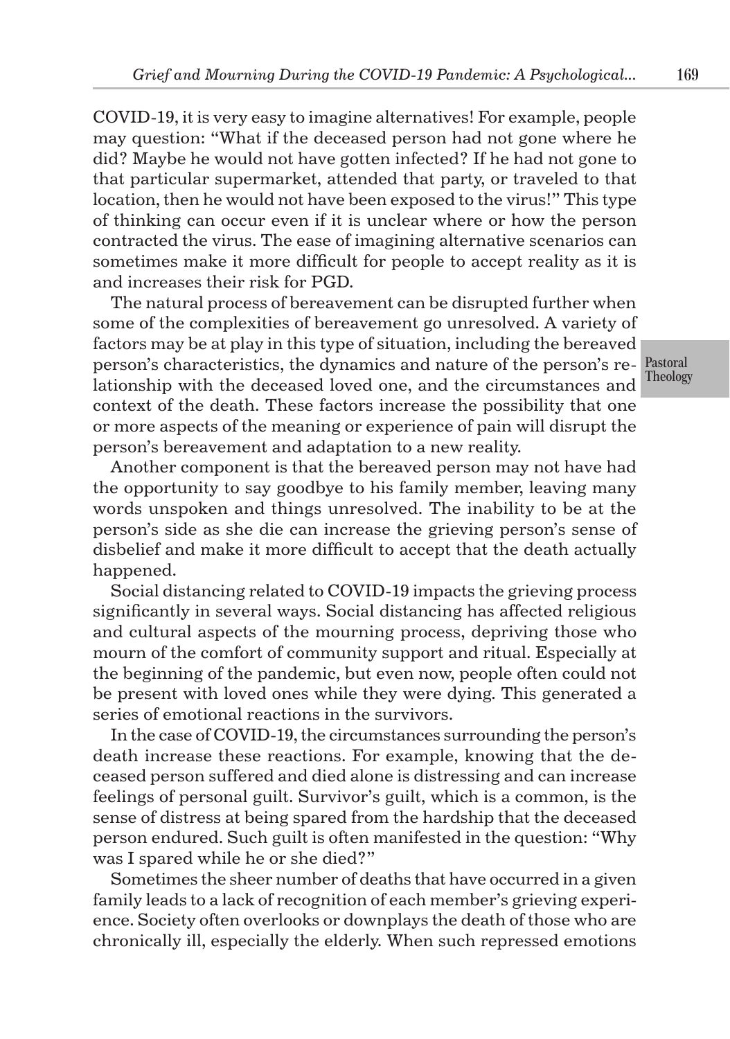COVID-19, it is very easy to imagine alternatives! For example, people may question: "What if the deceased person had not gone where he did? Maybe he would not have gotten infected? If he had not gone to that particular supermarket, attended that party, or traveled to that location, then he would not have been exposed to the virus!" This type of thinking can occur even if it is unclear where or how the person contracted the virus. The ease of imagining alternative scenarios can sometimes make it more difficult for people to accept reality as it is and increases their risk for PGD.

The natural process of bereavement can be disrupted further when some of the complexities of bereavement go unresolved. A variety of factors may be at play in this type of situation, including the bereaved person's characteristics, the dynamics and nature of the person's relationship with the deceased loved one, and the circumstances and context of the death. These factors increase the possibility that one or more aspects of the meaning or experience of pain will disrupt the person's bereavement and adaptation to a new reality.

Another component is that the bereaved person may not have had the opportunity to say goodbye to his family member, leaving many words unspoken and things unresolved. The inability to be at the person's side as she die can increase the grieving person's sense of disbelief and make it more difficult to accept that the death actually happened.

Social distancing related to COVID-19 impacts the grieving process significantly in several ways. Social distancing has affected religious and cultural aspects of the mourning process, depriving those who mourn of the comfort of community support and ritual. Especially at the beginning of the pandemic, but even now, people often could not be present with loved ones while they were dying. This generated a series of emotional reactions in the survivors.

In the case of COVID-19, the circumstances surrounding the person's death increase these reactions. For example, knowing that the deceased person suffered and died alone is distressing and can increase feelings of personal guilt. Survivor's guilt, which is a common, is the sense of distress at being spared from the hardship that the deceased person endured. Such guilt is often manifested in the question: "Why was I spared while he or she died?"

Sometimes the sheer number of deaths that have occurred in a given family leads to a lack of recognition of each member's grieving experience. Society often overlooks or downplays the death of those who are chronically ill, especially the elderly. When such repressed emotions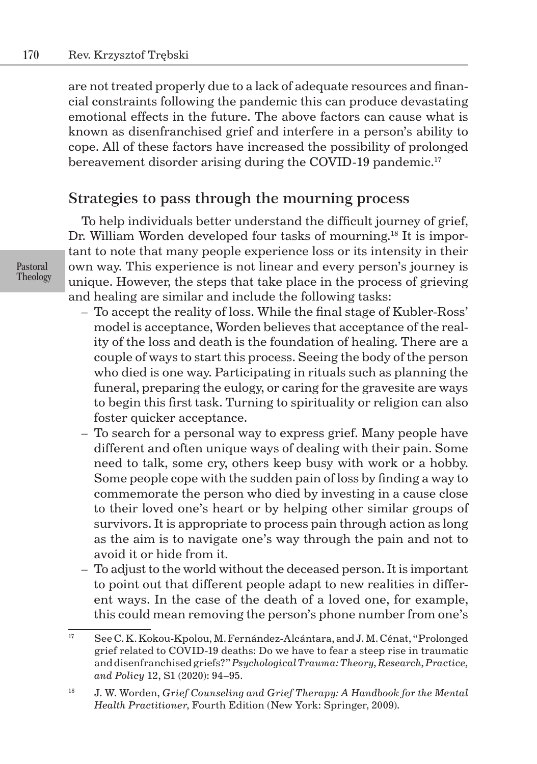are not treated properly due to a lack of adequate resources and financial constraints following the pandemic this can produce devastating emotional effects in the future. The above factors can cause what is known as disenfranchised grief and interfere in a person's ability to cope. All of these factors have increased the possibility of prolonged bereavement disorder arising during the COVID-19 pandemic.[17]

## Strategies to pass through the mourning process

To help individuals better understand the difficult journey of grief, Dr. William Worden developed four tasks of mourning.[18] It is important to note that many people experience loss or its intensity in their own way. This experience is not linear and every person's journey is unique. However, the steps that take place in the process of grieving and healing are similar and include the following tasks:

- To accept the reality of loss. While the final stage of Kubler-Ross' model is acceptance, Worden believes that acceptance of the reality of the loss and death is the foundation of healing. There are a couple of ways to start this process. Seeing the body of the person who died is one way. Participating in rituals such as planning the funeral, preparing the eulogy, or caring for the gravesite are ways to begin this first task. Turning to spirituality or religion can also foster quicker acceptance.
- To search for a personal way to express grief. Many people have different and often unique ways of dealing with their pain. Some need to talk, some cry, others keep busy with work or a hobby. Some people cope with the sudden pain of loss by finding a way to commemorate the person who died by investing in a cause close to their loved one's heart or by helping other similar groups of survivors. It is appropriate to process pain through action as long as the aim is to navigate one's way through the pain and not to avoid it or hide from it.
- To adjust to the world without the deceased person. It is important to point out that different people adapt to new realities in different ways. In the case of the death of a loved one, for example, this could mean removing the person's phone number from one's

---

[17] See C. K. Kokou-Kpolou, M. Fernández-Alcántara, and J. M. Cénat, "Prolonged grief related to COVID-19 deaths: Do we have to fear a steep rise in traumatic and disenfranchised griefs?" *Psychological Trauma: Theory, Research, Practice, and Policy* 12, S1 (2020): 94–95.

[18] J. W. Worden, *Grief Counseling and Grief Therapy: A Handbook for the Mental Health Practitioner*, Fourth Edition (New York: Springer, 2009).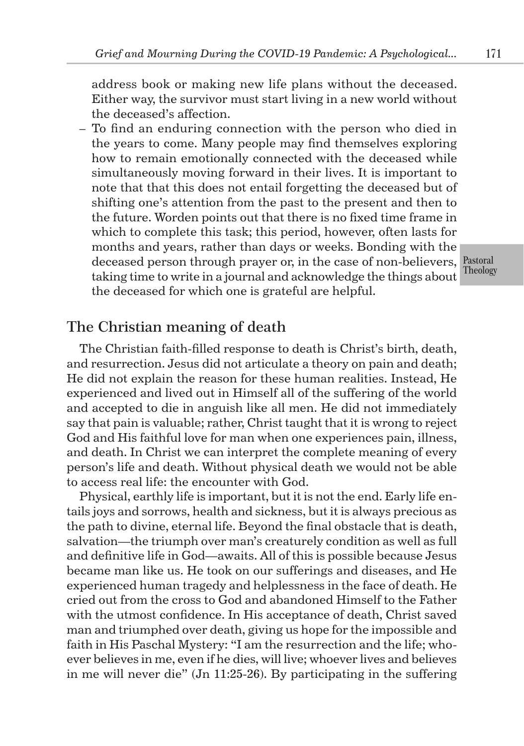address book or making new life plans without the deceased. Either way, the survivor must start living in a new world without the deceased's affection.

– To find an enduring connection with the person who died in the years to come. Many people may find themselves exploring how to remain emotionally connected with the deceased while simultaneously moving forward in their lives. It is important to note that that this does not entail forgetting the deceased but of shifting one's attention from the past to the present and then to the future. Worden points out that there is no fixed time frame in which to complete this task; this period, however, often lasts for months and years, rather than days or weeks. Bonding with the deceased person through prayer or, in the case of non-believers, taking time to write in a journal and acknowledge the things about the deceased for which one is grateful are helpful.

## The Christian meaning of death

The Christian faith-filled response to death is Christ's birth, death, and resurrection. Jesus did not articulate a theory on pain and death; He did not explain the reason for these human realities. Instead, He experienced and lived out in Himself all of the suffering of the world and accepted to die in anguish like all men. He did not immediately say that pain is valuable; rather, Christ taught that it is wrong to reject God and His faithful love for man when one experiences pain, illness, and death. In Christ we can interpret the complete meaning of every person's life and death. Without physical death we would not be able to access real life: the encounter with God.

Physical, earthly life is important, but it is not the end. Early life entails joys and sorrows, health and sickness, but it is always precious as the path to divine, eternal life. Beyond the final obstacle that is death, salvation—the triumph over man's creaturely condition as well as full and definitive life in God—awaits. All of this is possible because Jesus became man like us. He took on our sufferings and diseases, and He experienced human tragedy and helplessness in the face of death. He cried out from the cross to God and abandoned Himself to the Father with the utmost confidence. In His acceptance of death, Christ saved man and triumphed over death, giving us hope for the impossible and faith in His Paschal Mystery: "I am the resurrection and the life; whoever believes in me, even if he dies, will live; whoever lives and believes in me will never die" (Jn 11:25-26). By participating in the suffering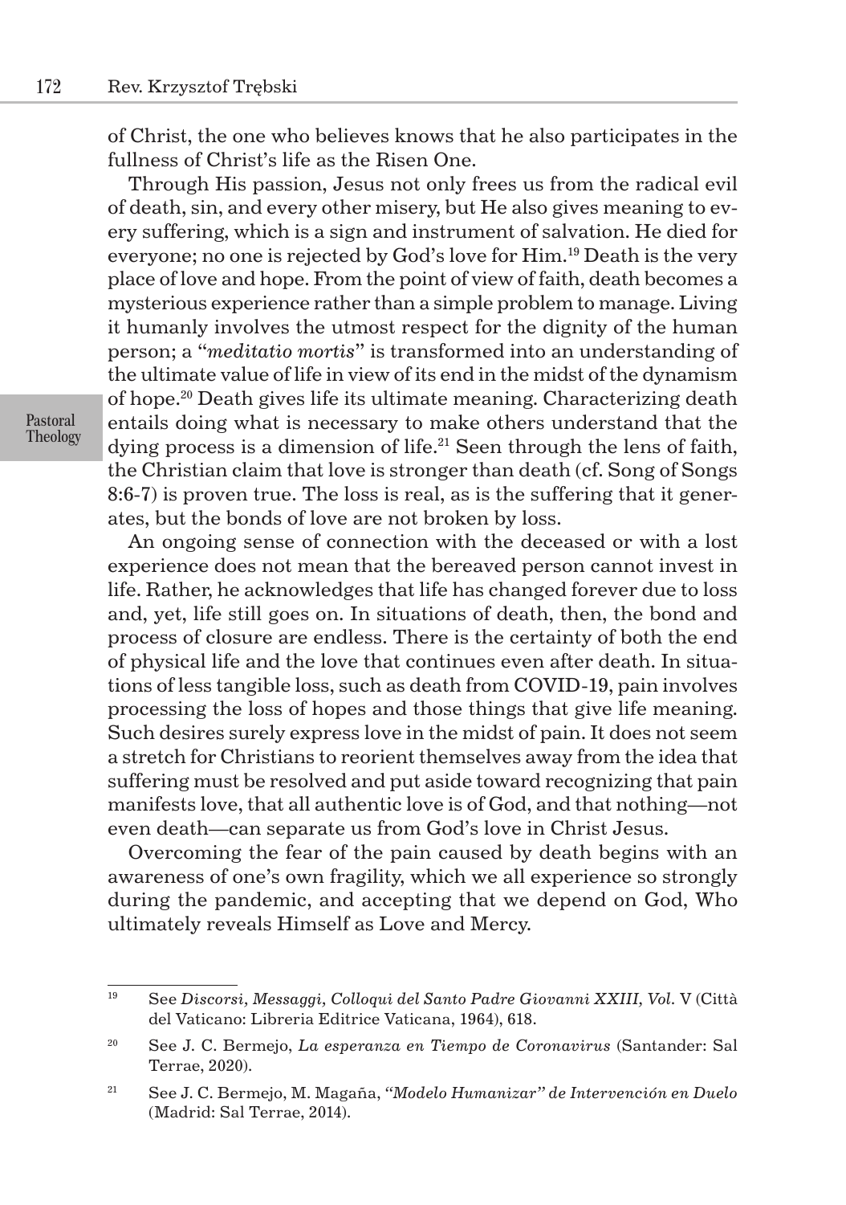of Christ, the one who believes knows that he also participates in the fullness of Christ's life as the Risen One.

Through His passion, Jesus not only frees us from the radical evil of death, sin, and every other misery, but He also gives meaning to every suffering, which is a sign and instrument of salvation. He died for everyone; no one is rejected by God's love for Him.[19] Death is the very place of love and hope. From the point of view of faith, death becomes a mysterious experience rather than a simple problem to manage. Living it humanly involves the utmost respect for the dignity of the human person; a "*meditatio mortis*" is transformed into an understanding of the ultimate value of life in view of its end in the midst of the dynamism of hope.[20] Death gives life its ultimate meaning. Characterizing death entails doing what is necessary to make others understand that the dying process is a dimension of life.[21] Seen through the lens of faith, the Christian claim that love is stronger than death (cf. Song of Songs 8:6-7) is proven true. The loss is real, as is the suffering that it generates, but the bonds of love are not broken by loss.

An ongoing sense of connection with the deceased or with a lost experience does not mean that the bereaved person cannot invest in life. Rather, he acknowledges that life has changed forever due to loss and, yet, life still goes on. In situations of death, then, the bond and process of closure are endless. There is the certainty of both the end of physical life and the love that continues even after death. In situations of less tangible loss, such as death from COVID-19, pain involves processing the loss of hopes and those things that give life meaning. Such desires surely express love in the midst of pain. It does not seem a stretch for Christians to reorient themselves away from the idea that suffering must be resolved and put aside toward recognizing that pain manifests love, that all authentic love is of God, and that nothing—not even death—can separate us from God's love in Christ Jesus.

Overcoming the fear of the pain caused by death begins with an awareness of one's own fragility, which we all experience so strongly during the pandemic, and accepting that we depend on God, Who ultimately reveals Himself as Love and Mercy.

---

[19] See *Discorsi, Messaggi, Colloqui del Santo Padre Giovanni XXIII, Vol.* V (Città del Vaticano: Libreria Editrice Vaticana, 1964), 618.

[20] See J. C. Bermejo, *La esperanza en Tiempo de Coronavirus* (Santander: Sal Terrae, 2020).

[21] See J. C. Bermejo, M. Magaña, *"Modelo Humanizar" de Intervención en Duelo* (Madrid: Sal Terrae, 2014).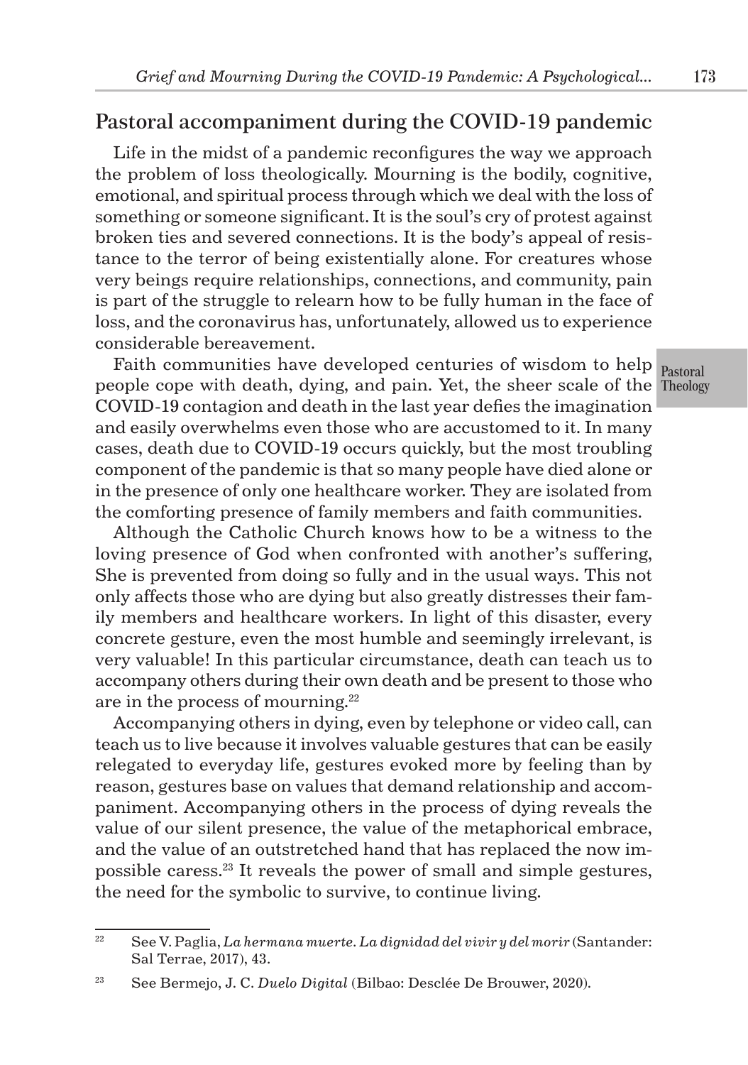## Pastoral accompaniment during the COVID-19 pandemic

Life in the midst of a pandemic reconfigures the way we approach the problem of loss theologically. Mourning is the bodily, cognitive, emotional, and spiritual process through which we deal with the loss of something or someone significant. It is the soul's cry of protest against broken ties and severed connections. It is the body's appeal of resistance to the terror of being existentially alone. For creatures whose very beings require relationships, connections, and community, pain is part of the struggle to relearn how to be fully human in the face of loss, and the coronavirus has, unfortunately, allowed us to experience considerable bereavement.

Faith communities have developed centuries of wisdom to help people cope with death, dying, and pain. Yet, the sheer scale of the COVID-19 contagion and death in the last year defies the imagination and easily overwhelms even those who are accustomed to it. In many cases, death due to COVID-19 occurs quickly, but the most troubling component of the pandemic is that so many people have died alone or in the presence of only one healthcare worker. They are isolated from the comforting presence of family members and faith communities.

Although the Catholic Church knows how to be a witness to the loving presence of God when confronted with another's suffering, She is prevented from doing so fully and in the usual ways. This not only affects those who are dying but also greatly distresses their family members and healthcare workers. In light of this disaster, every concrete gesture, even the most humble and seemingly irrelevant, is very valuable! In this particular circumstance, death can teach us to accompany others during their own death and be present to those who are in the process of mourning.[22]

Accompanying others in dying, even by telephone or video call, can teach us to live because it involves valuable gestures that can be easily relegated to everyday life, gestures evoked more by feeling than by reason, gestures base on values that demand relationship and accompaniment. Accompanying others in the process of dying reveals the value of our silent presence, the value of the metaphorical embrace, and the value of an outstretched hand that has replaced the now impossible caress.[23] It reveals the power of small and simple gestures, the need for the symbolic to survive, to continue living.

---

[22] See V. Paglia, *La hermana muerte. La dignidad del vivir y del morir* (Santander: Sal Terrae, 2017), 43.

[23] See Bermejo, J. C. *Duelo Digital* (Bilbao: Desclée De Brouwer, 2020).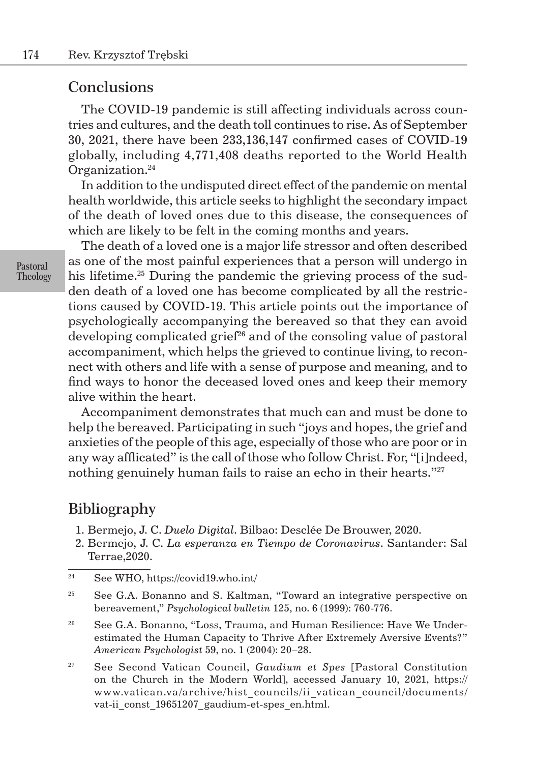## Conclusions

The COVID-19 pandemic is still affecting individuals across countries and cultures, and the death toll continues to rise. As of September 30, 2021, there have been 233,136,147 confirmed cases of COVID-19 globally, including 4,771,408 deaths reported to the World Health Organization.[24]

In addition to the undisputed direct effect of the pandemic on mental health worldwide, this article seeks to highlight the secondary impact of the death of loved ones due to this disease, the consequences of which are likely to be felt in the coming months and years.

The death of a loved one is a major life stressor and often described as one of the most painful experiences that a person will undergo in his lifetime.[25] During the pandemic the grieving process of the sudden death of a loved one has become complicated by all the restrictions caused by COVID-19. This article points out the importance of psychologically accompanying the bereaved so that they can avoid developing complicated grief[26] and of the consoling value of pastoral accompaniment, which helps the grieved to continue living, to reconnect with others and life with a sense of purpose and meaning, and to find ways to honor the deceased loved ones and keep their memory alive within the heart.

Accompaniment demonstrates that much can and must be done to help the bereaved. Participating in such "joys and hopes, the grief and anxieties of the people of this age, especially of those who are poor or in any way afflicated" is the call of those who follow Christ. For, "[i]ndeed, nothing genuinely human fails to raise an echo in their hearts."[27]

## Bibliography

1. Bermejo, J. C. *Duelo Digital*. Bilbao: Desclée De Brouwer, 2020.
2. Bermejo, J. C. *La esperanza en Tiempo de Coronavirus*. Santander: Sal Terrae,2020.

---

[24] See WHO, https://covid19.who.int/

[25] See G.A. Bonanno and S. Kaltman, "Toward an integrative perspective on bereavement," *Psychological bulletin* 125, no. 6 (1999): 760-776.

[26] See G.A. Bonanno, "Loss, Trauma, and Human Resilience: Have We Underestimated the Human Capacity to Thrive After Extremely Aversive Events?" *American Psychologist* 59, no. 1 (2004): 20–28.

[27] See Second Vatican Council, *Gaudium et Spes* [Pastoral Constitution on the Church in the Modern World], accessed January 10, 2021, https://www.vatican.va/archive/hist_councils/ii_vatican_council/documents/vat-ii_const_19651207_gaudium-et-spes_en.html.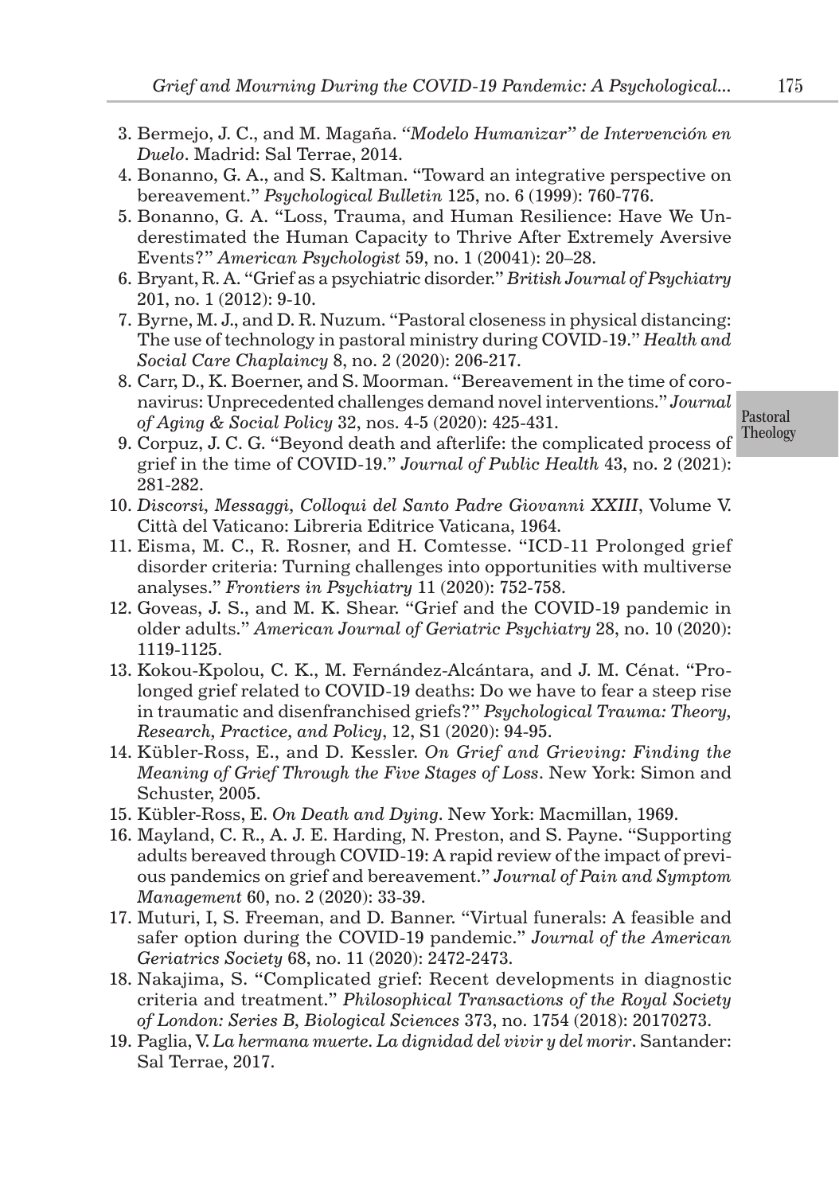3. Bermejo, J. C., and M. Magaña. *"Modelo Humanizar" de Intervención en Duelo*. Madrid: Sal Terrae, 2014.
4. Bonanno, G. A., and S. Kaltman. "Toward an integrative perspective on bereavement." *Psychological Bulletin* 125, no. 6 (1999): 760-776.
5. Bonanno, G. A. "Loss, Trauma, and Human Resilience: Have We Underestimated the Human Capacity to Thrive After Extremely Aversive Events?" *American Psychologist* 59, no. 1 (20041): 20–28.
6. Bryant, R. A. "Grief as a psychiatric disorder." *British Journal of Psychiatry* 201, no. 1 (2012): 9-10.
7. Byrne, M. J., and D. R. Nuzum. "Pastoral closeness in physical distancing: The use of technology in pastoral ministry during COVID-19." *Health and Social Care Chaplaincy* 8, no. 2 (2020): 206-217.
8. Carr, D., K. Boerner, and S. Moorman. "Bereavement in the time of coronavirus: Unprecedented challenges demand novel interventions." *Journal of Aging & Social Policy* 32, nos. 4-5 (2020): 425-431.
9. Corpuz, J. C. G. "Beyond death and afterlife: the complicated process of grief in the time of COVID-19." *Journal of Public Health* 43, no. 2 (2021): 281-282.
10. *Discorsi, Messaggi, Colloqui del Santo Padre Giovanni XXIII*, Volume V. Città del Vaticano: Libreria Editrice Vaticana, 1964.
11. Eisma, M. C., R. Rosner, and H. Comtesse. "ICD-11 Prolonged grief disorder criteria: Turning challenges into opportunities with multiverse analyses." *Frontiers in Psychiatry* 11 (2020): 752-758.
12. Goveas, J. S., and M. K. Shear. "Grief and the COVID-19 pandemic in older adults." *American Journal of Geriatric Psychiatry* 28, no. 10 (2020): 1119-1125.
13. Kokou-Kpolou, C. K., M. Fernández-Alcántara, and J. M. Cénat. "Prolonged grief related to COVID-19 deaths: Do we have to fear a steep rise in traumatic and disenfranchised griefs?" *Psychological Trauma: Theory, Research, Practice, and Policy*, 12, S1 (2020): 94-95.
14. Kübler-Ross, E., and D. Kessler. *On Grief and Grieving: Finding the Meaning of Grief Through the Five Stages of Loss*. New York: Simon and Schuster, 2005.
15. Kübler-Ross, E. *On Death and Dying*. New York: Macmillan, 1969.
16. Mayland, C. R., A. J. E. Harding, N. Preston, and S. Payne. "Supporting adults bereaved through COVID-19: A rapid review of the impact of previous pandemics on grief and bereavement." *Journal of Pain and Symptom Management* 60, no. 2 (2020): 33-39.
17. Muturi, I, S. Freeman, and D. Banner. "Virtual funerals: A feasible and safer option during the COVID-19 pandemic." *Journal of the American Geriatrics Society* 68, no. 11 (2020): 2472-2473.
18. Nakajima, S. "Complicated grief: Recent developments in diagnostic criteria and treatment." *Philosophical Transactions of the Royal Society of London: Series B, Biological Sciences* 373, no. 1754 (2018): 20170273.
19. Paglia, V. *La hermana muerte. La dignidad del vivir y del morir*. Santander: Sal Terrae, 2017.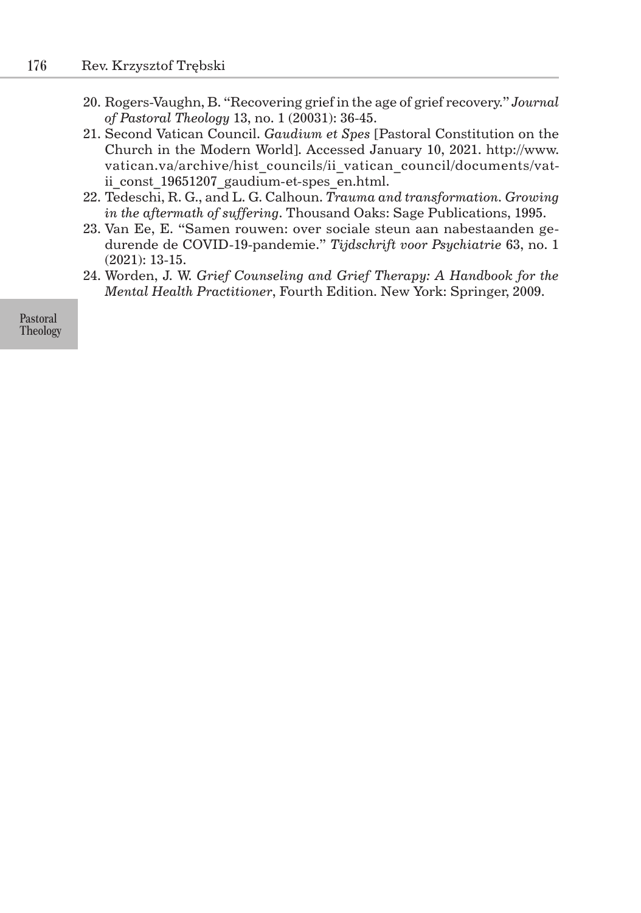20. Rogers-Vaughn, B. "Recovering grief in the age of grief recovery." *Journal of Pastoral Theology* 13, no. 1 (20031): 36-45.
21. Second Vatican Council. *Gaudium et Spes* [Pastoral Constitution on the Church in the Modern World]. Accessed January 10, 2021. http://www.vatican.va/archive/hist_councils/ii_vatican_council/documents/vat-ii_const_19651207_gaudium-et-spes_en.html.
22. Tedeschi, R. G., and L. G. Calhoun. *Trauma and transformation. Growing in the aftermath of suffering*. Thousand Oaks: Sage Publications, 1995.
23. Van Ee, E. "Samen rouwen: over sociale steun aan nabestaanden gedurende de COVID-19-pandemie." *Tijdschrift voor Psychiatrie* 63, no. 1 (2021): 13-15.
24. Worden, J. W. *Grief Counseling and Grief Therapy: A Handbook for the Mental Health Practitioner*, Fourth Edition. New York: Springer, 2009.